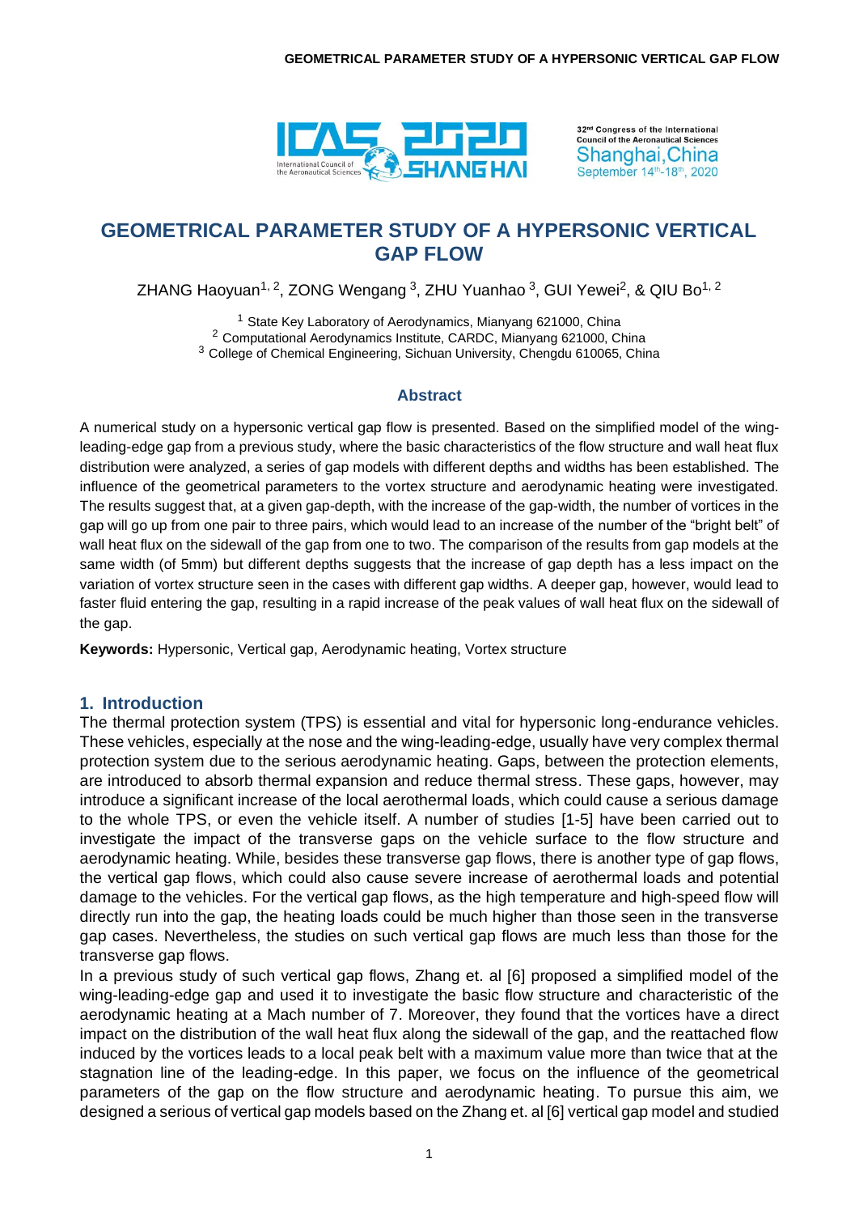# GEOMETRICAL PARAMETER STUDY OF A HYPERSONIC VERTICAL GAP FLOW

ZHANG Haoyuan[1, 2], ZONG Wengang [3], ZHU Yuanhao [3], GUI Yewei[2], & QIU Bo[1, 2]

[1] State Key Laboratory of Aerodynamics, Mianyang 621000, China
[2] Computational Aerodynamics Institute, CARDC, Mianyang 621000, China
[3] College of Chemical Engineering, Sichuan University, Chengdu 610065, China

## Abstract

A numerical study on a hypersonic vertical gap flow is presented. Based on the simplified model of the wing-leading-edge gap from a previous study, where the basic characteristics of the flow structure and wall heat flux distribution were analyzed, a series of gap models with different depths and widths has been established. The influence of the geometrical parameters to the vortex structure and aerodynamic heating were investigated. The results suggest that, at a given gap-depth, with the increase of the gap-width, the number of vortices in the gap will go up from one pair to three pairs, which would lead to an increase of the number of the "bright belt" of wall heat flux on the sidewall of the gap from one to two. The comparison of the results from gap models at the same width (of 5mm) but different depths suggests that the increase of gap depth has a less impact on the variation of vortex structure seen in the cases with different gap widths. A deeper gap, however, would lead to faster fluid entering the gap, resulting in a rapid increase of the peak values of wall heat flux on the sidewall of the gap.

**Keywords:** Hypersonic, Vertical gap, Aerodynamic heating, Vortex structure

## 1. Introduction

The thermal protection system (TPS) is essential and vital for hypersonic long-endurance vehicles. These vehicles, especially at the nose and the wing-leading-edge, usually have very complex thermal protection system due to the serious aerodynamic heating. Gaps, between the protection elements, are introduced to absorb thermal expansion and reduce thermal stress. These gaps, however, may introduce a significant increase of the local aerothermal loads, which could cause a serious damage to the whole TPS, or even the vehicle itself. A number of studies [1-5] have been carried out to investigate the impact of the transverse gaps on the vehicle surface to the flow structure and aerodynamic heating. While, besides these transverse gap flows, there is another type of gap flows, the vertical gap flows, which could also cause severe increase of aerothermal loads and potential damage to the vehicles. For the vertical gap flows, as the high temperature and high-speed flow will directly run into the gap, the heating loads could be much higher than those seen in the transverse gap cases. Nevertheless, the studies on such vertical gap flows are much less than those for the transverse gap flows.

In a previous study of such vertical gap flows, Zhang et. al [6] proposed a simplified model of the wing-leading-edge gap and used it to investigate the basic flow structure and characteristic of the aerodynamic heating at a Mach number of 7. Moreover, they found that the vortices have a direct impact on the distribution of the wall heat flux along the sidewall of the gap, and the reattached flow induced by the vortices leads to a local peak belt with a maximum value more than twice that at the stagnation line of the leading-edge. In this paper, we focus on the influence of the geometrical parameters of the gap on the flow structure and aerodynamic heating. To pursue this aim, we designed a serious of vertical gap models based on the Zhang et. al [6] vertical gap model and studied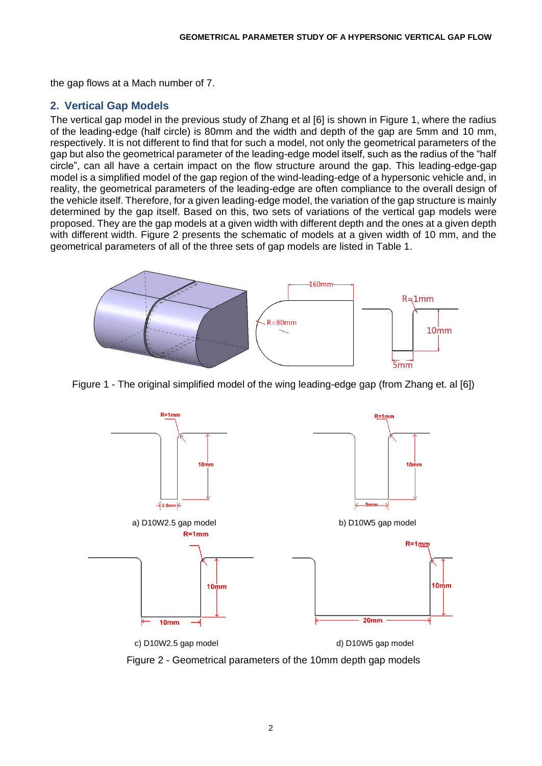the gap flows at a Mach number of 7.

## 2. Vertical Gap Models

The vertical gap model in the previous study of Zhang et al [6] is shown in Figure 1, where the radius of the leading-edge (half circle) is 80mm and the width and depth of the gap are 5mm and 10 mm, respectively. It is not different to find that for such a model, not only the geometrical parameters of the gap but also the geometrical parameter of the leading-edge model itself, such as the radius of the "half circle", can all have a certain impact on the flow structure around the gap. This leading-edge-gap model is a simplified model of the gap region of the wind-leading-edge of a hypersonic vehicle and, in reality, the geometrical parameters of the leading-edge are often compliance to the overall design of the vehicle itself. Therefore, for a given leading-edge model, the variation of the gap structure is mainly determined by the gap itself. Based on this, two sets of variations of the vertical gap models were proposed. They are the gap models at a given width with different depth and the ones at a given depth with different width. Figure 2 presents the schematic of models at a given width of 10 mm, and the geometrical parameters of all of the three sets of gap models are listed in Table 1.

Figure 1 - The original simplified model of the wing leading-edge gap (from Zhang et. al [6])

a) D10W2.5 gap model

b) D10W5 gap model

c) D10W2.5 gap model

d) D10W5 gap model

Figure 2 - Geometrical parameters of the 10mm depth gap models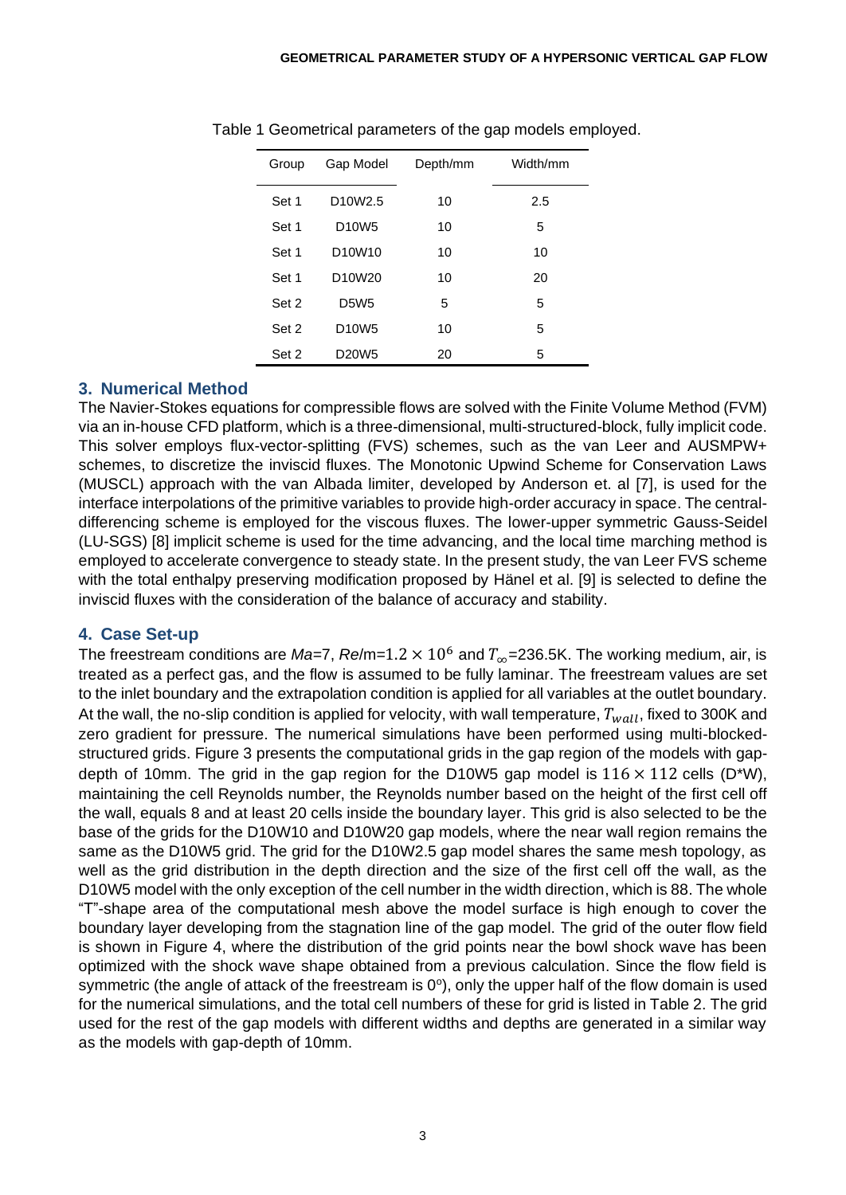Table 1 Geometrical parameters of the gap models employed.

| Group | Gap Model | Depth/mm | Width/mm |
|---|---|---|---|
| Set 1 | D10W2.5 | 10 | 2.5 |
| Set 1 | D10W5 | 10 | 5 |
| Set 1 | D10W10 | 10 | 10 |
| Set 1 | D10W20 | 10 | 20 |
| Set 2 | D5W5 | 5 | 5 |
| Set 2 | D10W5 | 10 | 5 |
| Set 2 | D20W5 | 20 | 5 |

## 3. Numerical Method

The Navier-Stokes equations for compressible flows are solved with the Finite Volume Method (FVM) via an in-house CFD platform, which is a three-dimensional, multi-structured-block, fully implicit code. This solver employs flux-vector-splitting (FVS) schemes, such as the van Leer and AUSMPW+ schemes, to discretize the inviscid fluxes. The Monotonic Upwind Scheme for Conservation Laws (MUSCL) approach with the van Albada limiter, developed by Anderson et. al [7], is used for the interface interpolations of the primitive variables to provide high-order accuracy in space. The central-differencing scheme is employed for the viscous fluxes. The lower-upper symmetric Gauss-Seidel (LU-SGS) [8] implicit scheme is used for the time advancing, and the local time marching method is employed to accelerate convergence to steady state. In the present study, the van Leer FVS scheme with the total enthalpy preserving modification proposed by Hänel et al. [9] is selected to define the inviscid fluxes with the consideration of the balance of accuracy and stability.

## 4. Case Set-up

The freestream conditions are *Ma*=7, *Re*/m=$1.2 \times 10^6$ and $T_\infty$=236.5K. The working medium, air, is treated as a perfect gas, and the flow is assumed to be fully laminar. The freestream values are set to the inlet boundary and the extrapolation condition is applied for all variables at the outlet boundary. At the wall, the no-slip condition is applied for velocity, with wall temperature, $T_{wall}$, fixed to 300K and zero gradient for pressure. The numerical simulations have been performed using multi-blocked-structured grids. Figure 3 presents the computational grids in the gap region of the models with gap-depth of 10mm. The grid in the gap region for the D10W5 gap model is $116 \times 112$ cells (D*W), maintaining the cell Reynolds number, the Reynolds number based on the height of the first cell off the wall, equals 8 and at least 20 cells inside the boundary layer. This grid is also selected to be the base of the grids for the D10W10 and D10W20 gap models, where the near wall region remains the same as the D10W5 grid. The grid for the D10W2.5 gap model shares the same mesh topology, as well as the grid distribution in the depth direction and the size of the first cell off the wall, as the D10W5 model with the only exception of the cell number in the width direction, which is 88. The whole "T"-shape area of the computational mesh above the model surface is high enough to cover the boundary layer developing from the stagnation line of the gap model. The grid of the outer flow field is shown in Figure 4, where the distribution of the grid points near the bowl shock wave has been optimized with the shock wave shape obtained from a previous calculation. Since the flow field is symmetric (the angle of attack of the freestream is 0$^o$), only the upper half of the flow domain is used for the numerical simulations, and the total cell numbers of these for grid is listed in Table 2. The grid used for the rest of the gap models with different widths and depths are generated in a similar way as the models with gap-depth of 10mm.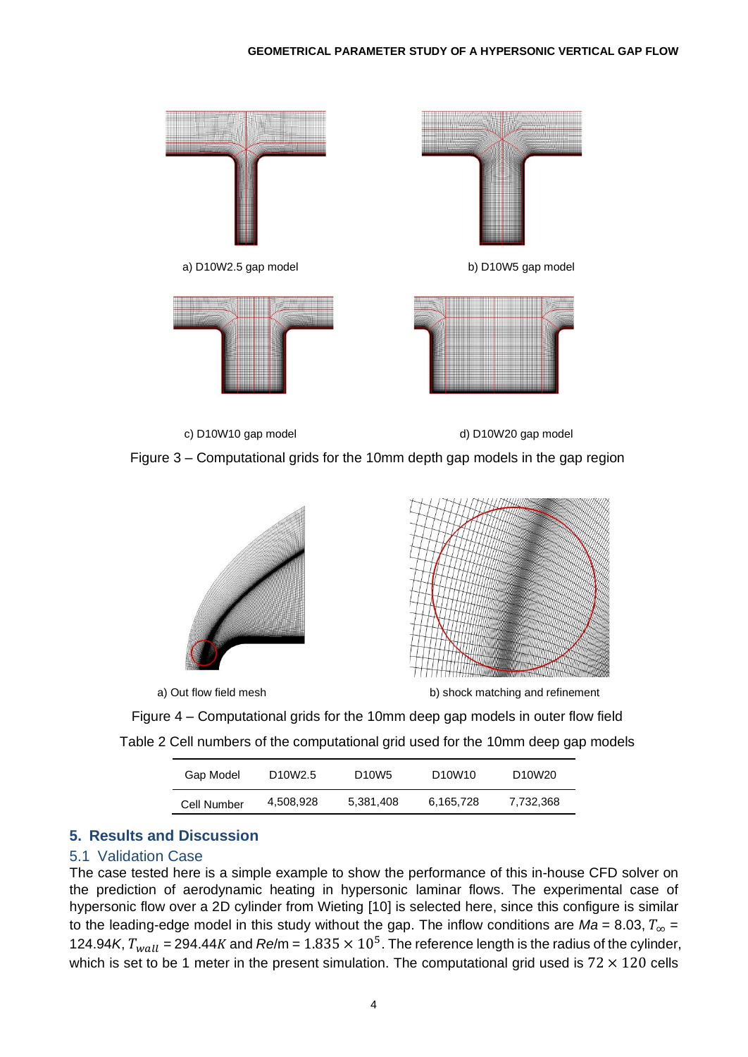a) D10W2.5 gap model

b) D10W5 gap model

c) D10W10 gap model

d) D10W20 gap model

Figure 3 – Computational grids for the 10mm depth gap models in the gap region

a) Out flow field mesh

b) shock matching and refinement

Figure 4 – Computational grids for the 10mm deep gap models in outer flow field

Table 2 Cell numbers of the computational grid used for the 10mm deep gap models

| Gap Model | D10W2.5 | D10W5 | D10W10 | D10W20 |
|---|---|---|---|---|
| Cell Number | 4,508,928 | 5,381,408 | 6,165,728 | 7,732,368 |

## 5. Results and Discussion

### 5.1 Validation Case

The case tested here is a simple example to show the performance of this in-house CFD solver on the prediction of aerodynamic heating in hypersonic laminar flows. The experimental case of hypersonic flow over a 2D cylinder from Wieting [10] is selected here, since this configure is similar to the leading-edge model in this study without the gap. The inflow conditions are $Ma$ = 8.03, $T_\infty$ = 124.94$K$, $T_{wall}$ = 294.44$K$ and $Re$/m = $1.835 \times 10^5$. The reference length is the radius of the cylinder, which is set to be 1 meter in the present simulation. The computational grid used is $72 \times 120$ cells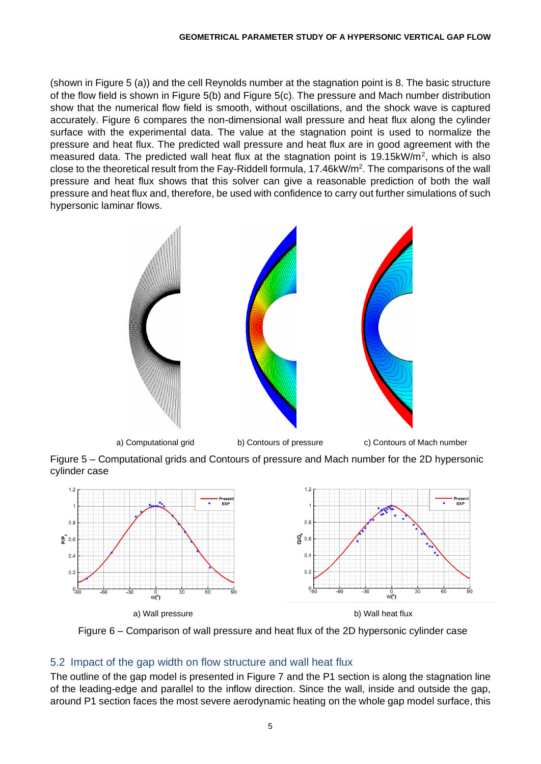(shown in Figure 5 (a)) and the cell Reynolds number at the stagnation point is 8. The basic structure of the flow field is shown in Figure 5(b) and Figure 5(c). The pressure and Mach number distribution show that the numerical flow field is smooth, without oscillations, and the shock wave is captured accurately. Figure 6 compares the non-dimensional wall pressure and heat flux along the cylinder surface with the experimental data. The value at the stagnation point is used to normalize the pressure and heat flux. The predicted wall pressure and heat flux are in good agreement with the measured data. The predicted wall heat flux at the stagnation point is 19.15kW/m$^2$, which is also close to the theoretical result from the Fay-Riddell formula, 17.46kW/m$^2$. The comparisons of the wall pressure and heat flux shows that this solver can give a reasonable prediction of both the wall pressure and heat flux and, therefore, be used with confidence to carry out further simulations of such hypersonic laminar flows.

a) Computational grid     b) Contours of pressure     c) Contours of Mach number

Figure 5 – Computational grids and Contours of pressure and Mach number for the 2D hypersonic cylinder case

a) Wall pressure     b) Wall heat flux

Figure 6 – Comparison of wall pressure and heat flux of the 2D hypersonic cylinder case

## 5.2 Impact of the gap width on flow structure and wall heat flux

The outline of the gap model is presented in Figure 7 and the P1 section is along the stagnation line of the leading-edge and parallel to the inflow direction. Since the wall, inside and outside the gap, around P1 section faces the most severe aerodynamic heating on the whole gap model surface, this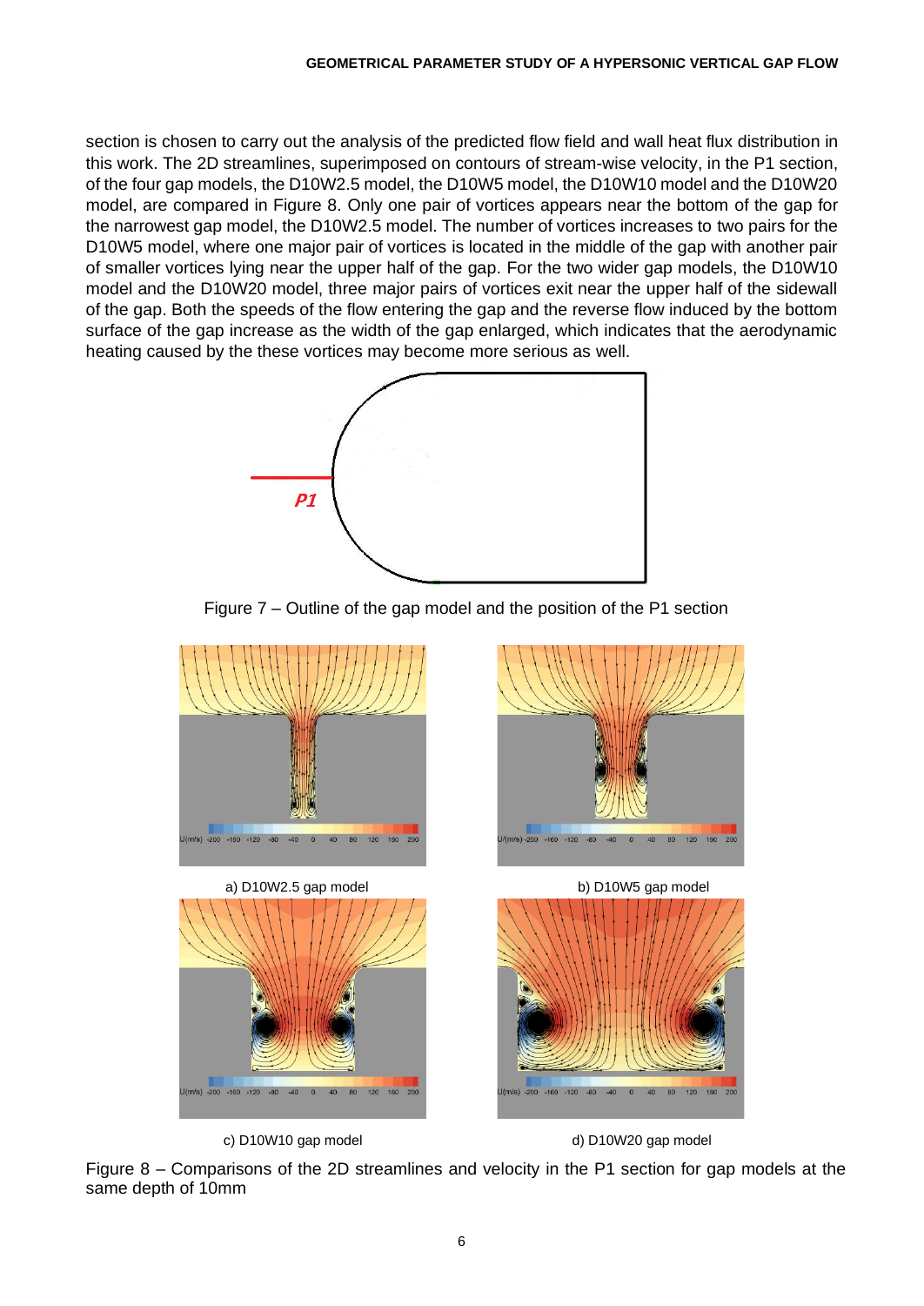section is chosen to carry out the analysis of the predicted flow field and wall heat flux distribution in this work. The 2D streamlines, superimposed on contours of stream-wise velocity, in the P1 section, of the four gap models, the D10W2.5 model, the D10W5 model, the D10W10 model and the D10W20 model, are compared in Figure 8. Only one pair of vortices appears near the bottom of the gap for the narrowest gap model, the D10W2.5 model. The number of vortices increases to two pairs for the D10W5 model, where one major pair of vortices is located in the middle of the gap with another pair of smaller vortices lying near the upper half of the gap. For the two wider gap models, the D10W10 model and the D10W20 model, three major pairs of vortices exit near the upper half of the sidewall of the gap. Both the speeds of the flow entering the gap and the reverse flow induced by the bottom surface of the gap increase as the width of the gap enlarged, which indicates that the aerodynamic heating caused by the these vortices may become more serious as well.

Figure 7 – Outline of the gap model and the position of the P1 section

a) D10W2.5 gap model

b) D10W5 gap model

c) D10W10 gap model

d) D10W20 gap model

Figure 8 – Comparisons of the 2D streamlines and velocity in the P1 section for gap models at the same depth of 10mm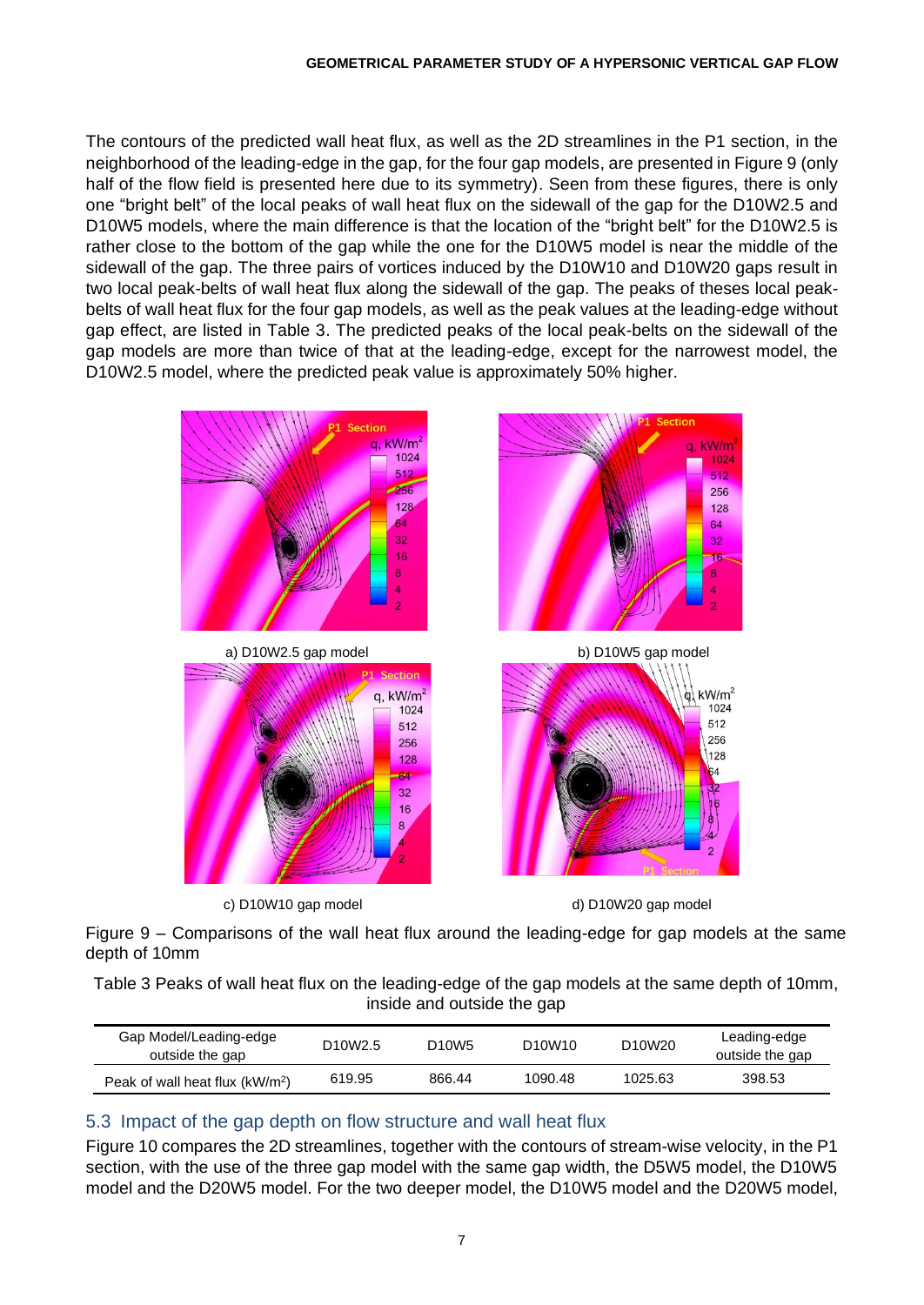The contours of the predicted wall heat flux, as well as the 2D streamlines in the P1 section, in the neighborhood of the leading-edge in the gap, for the four gap models, are presented in Figure 9 (only half of the flow field is presented here due to its symmetry). Seen from these figures, there is only one "bright belt" of the local peaks of wall heat flux on the sidewall of the gap for the D10W2.5 and D10W5 models, where the main difference is that the location of the "bright belt" for the D10W2.5 is rather close to the bottom of the gap while the one for the D10W5 model is near the middle of the sidewall of the gap. The three pairs of vortices induced by the D10W10 and D10W20 gaps result in two local peak-belts of wall heat flux along the sidewall of the gap. The peaks of theses local peak-belts of wall heat flux for the four gap models, as well as the peak values at the leading-edge without gap effect, are listed in Table 3. The predicted peaks of the local peak-belts on the sidewall of the gap models are more than twice of that at the leading-edge, except for the narrowest model, the D10W2.5 model, where the predicted peak value is approximately 50% higher.

a) D10W2.5 gap model

b) D10W5 gap model

c) D10W10 gap model

d) D10W20 gap model

Figure 9 – Comparisons of the wall heat flux around the leading-edge for gap models at the same depth of 10mm

Table 3 Peaks of wall heat flux on the leading-edge of the gap models at the same depth of 10mm, inside and outside the gap

| Gap Model/Leading-edge outside the gap | D10W2.5 | D10W5 | D10W10 | D10W20 | Leading-edge outside the gap |
|---|---|---|---|---|---|
| Peak of wall heat flux (kW/m$^2$) | 619.95 | 866.44 | 1090.48 | 1025.63 | 398.53 |

## 5.3 Impact of the gap depth on flow structure and wall heat flux

Figure 10 compares the 2D streamlines, together with the contours of stream-wise velocity, in the P1 section, with the use of the three gap model with the same gap width, the D5W5 model, the D10W5 model and the D20W5 model. For the two deeper model, the D10W5 model and the D20W5 model,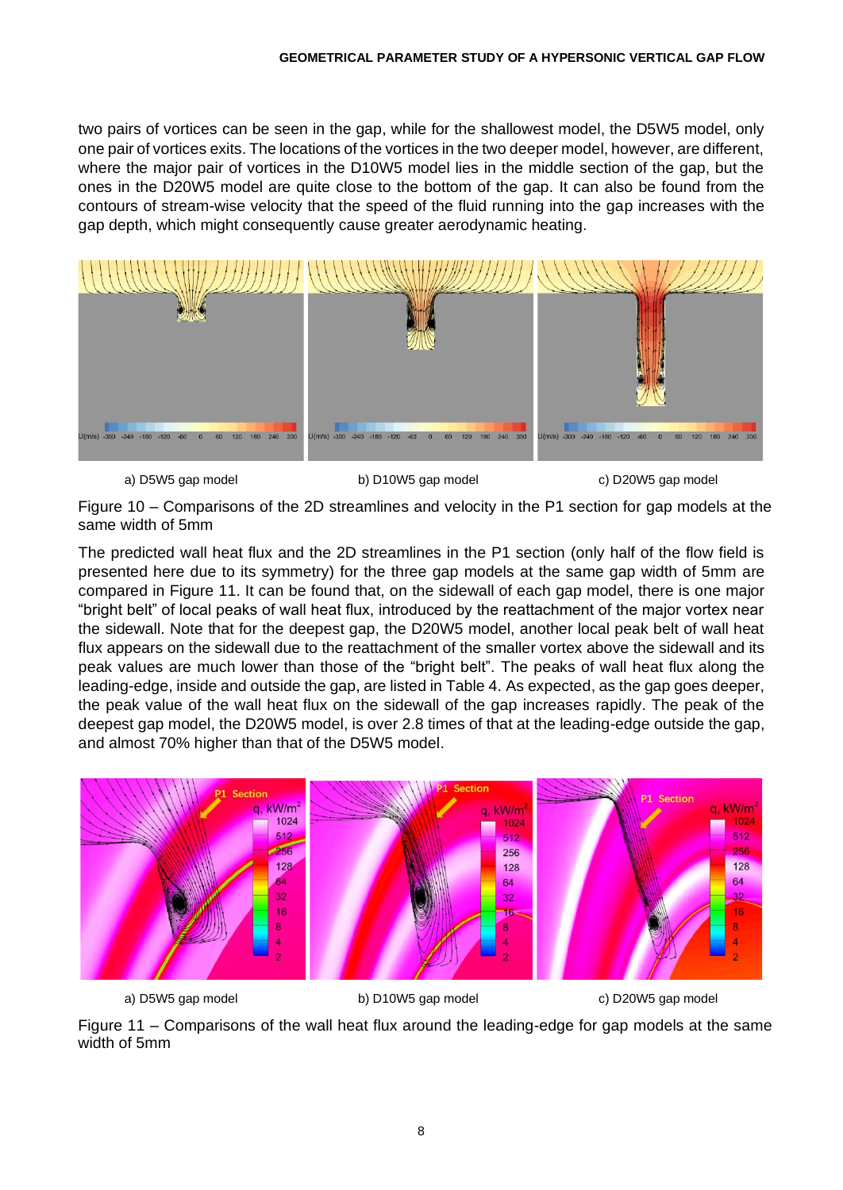two pairs of vortices can be seen in the gap, while for the shallowest model, the D5W5 model, only one pair of vortices exits. The locations of the vortices in the two deeper model, however, are different, where the major pair of vortices in the D10W5 model lies in the middle section of the gap, but the ones in the D20W5 model are quite close to the bottom of the gap. It can also be found from the contours of stream-wise velocity that the speed of the fluid running into the gap increases with the gap depth, which might consequently cause greater aerodynamic heating.

a) D5W5 gap model b) D10W5 gap model c) D20W5 gap model

Figure 10 – Comparisons of the 2D streamlines and velocity in the P1 section for gap models at the same width of 5mm

The predicted wall heat flux and the 2D streamlines in the P1 section (only half of the flow field is presented here due to its symmetry) for the three gap models at the same gap width of 5mm are compared in Figure 11. It can be found that, on the sidewall of each gap model, there is one major "bright belt" of local peaks of wall heat flux, introduced by the reattachment of the major vortex near the sidewall. Note that for the deepest gap, the D20W5 model, another local peak belt of wall heat flux appears on the sidewall due to the reattachment of the smaller vortex above the sidewall and its peak values are much lower than those of the "bright belt". The peaks of wall heat flux along the leading-edge, inside and outside the gap, are listed in Table 4. As expected, as the gap goes deeper, the peak value of the wall heat flux on the sidewall of the gap increases rapidly. The peak of the deepest gap model, the D20W5 model, is over 2.8 times of that at the leading-edge outside the gap, and almost 70% higher than that of the D5W5 model.

a) D5W5 gap model b) D10W5 gap model c) D20W5 gap model

Figure 11 – Comparisons of the wall heat flux around the leading-edge for gap models at the same width of 5mm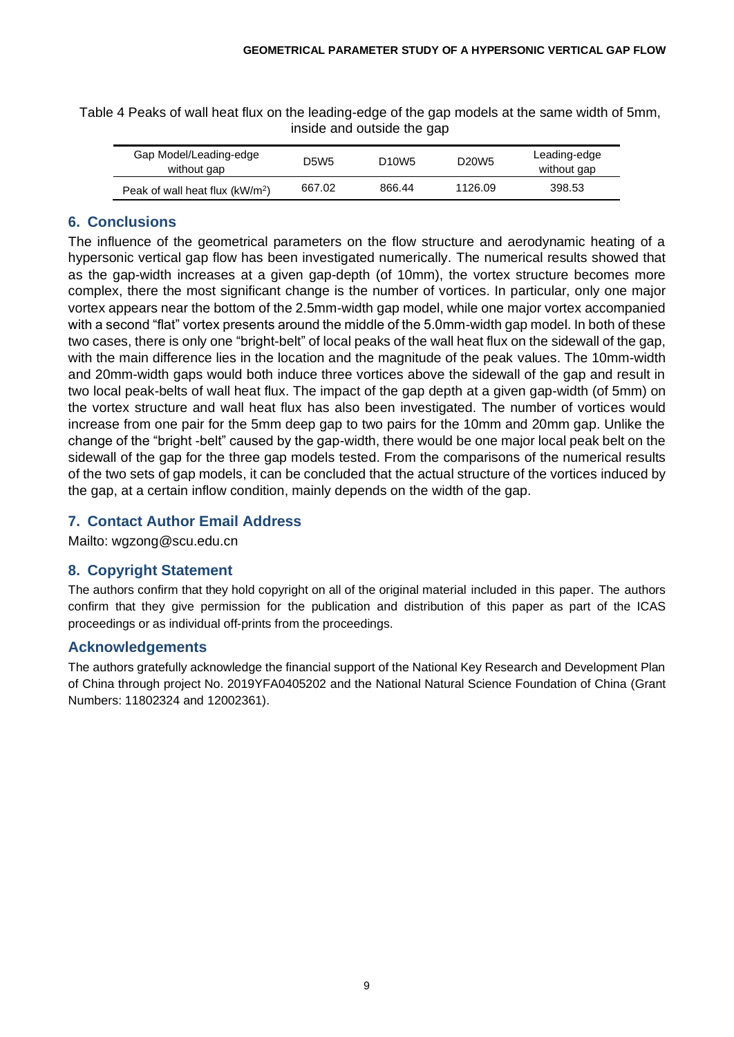Table 4 Peaks of wall heat flux on the leading-edge of the gap models at the same width of 5mm, inside and outside the gap

| Gap Model/Leading-edge without gap | D5W5 | D10W5 | D20W5 | Leading-edge without gap |
|---|---|---|---|---|
| Peak of wall heat flux (kW/m$^2$) | 667.02 | 866.44 | 1126.09 | 398.53 |

## 6. Conclusions

The influence of the geometrical parameters on the flow structure and aerodynamic heating of a hypersonic vertical gap flow has been investigated numerically. The numerical results showed that as the gap-width increases at a given gap-depth (of 10mm), the vortex structure becomes more complex, there the most significant change is the number of vortices. In particular, only one major vortex appears near the bottom of the 2.5mm-width gap model, while one major vortex accompanied with a second "flat" vortex presents around the middle of the 5.0mm-width gap model. In both of these two cases, there is only one "bright-belt" of local peaks of the wall heat flux on the sidewall of the gap, with the main difference lies in the location and the magnitude of the peak values. The 10mm-width and 20mm-width gaps would both induce three vortices above the sidewall of the gap and result in two local peak-belts of wall heat flux. The impact of the gap depth at a given gap-width (of 5mm) on the vortex structure and wall heat flux has also been investigated. The number of vortices would increase from one pair for the 5mm deep gap to two pairs for the 10mm and 20mm gap. Unlike the change of the "bright -belt" caused by the gap-width, there would be one major local peak belt on the sidewall of the gap for the three gap models tested. From the comparisons of the numerical results of the two sets of gap models, it can be concluded that the actual structure of the vortices induced by the gap, at a certain inflow condition, mainly depends on the width of the gap.

## 7. Contact Author Email Address

Mailto: wgzong@scu.edu.cn

## 8. Copyright Statement

The authors confirm that they hold copyright on all of the original material included in this paper. The authors confirm that they give permission for the publication and distribution of this paper as part of the ICAS proceedings or as individual off-prints from the proceedings.

## Acknowledgements

The authors gratefully acknowledge the financial support of the National Key Research and Development Plan of China through project No. 2019YFA0405202 and the National Natural Science Foundation of China (Grant Numbers: 11802324 and 12002361).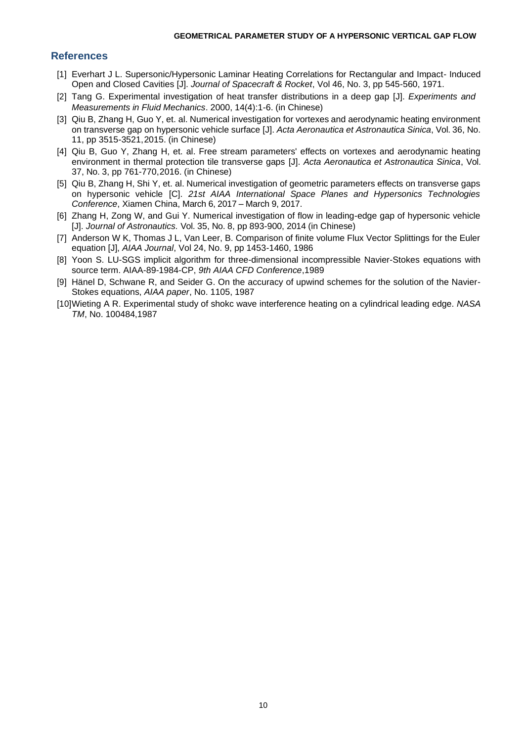## References

[1] Everhart J L. Supersonic/Hypersonic Laminar Heating Correlations for Rectangular and Impact- Induced Open and Closed Cavities [J]. *Journal of Spacecraft & Rocket*, Vol 46, No. 3, pp 545-560, 1971.

[2] Tang G. Experimental investigation of heat transfer distributions in a deep gap [J]. *Experiments and Measurements in Fluid Mechanics*. 2000, 14(4):1-6. (in Chinese)

[3] Qiu B, Zhang H, Guo Y, et. al. Numerical investigation for vortexes and aerodynamic heating environment on transverse gap on hypersonic vehicle surface [J]. *Acta Aeronautica et Astronautica Sinica*, Vol. 36, No. 11, pp 3515-3521, 2015. (in Chinese)

[4] Qiu B, Guo Y, Zhang H, et. al. Free stream parameters' effects on vortexes and aerodynamic heating environment in thermal protection tile transverse gaps [J]. *Acta Aeronautica et Astronautica Sinica*, Vol. 37, No. 3, pp 761-770, 2016. (in Chinese)

[5] Qiu B, Zhang H, Shi Y, et. al. Numerical investigation of geometric parameters effects on transverse gaps on hypersonic vehicle [C]. *21st AIAA International Space Planes and Hypersonics Technologies Conference*, Xiamen China, March 6, 2017 – March 9, 2017.

[6] Zhang H, Zong W, and Gui Y. Numerical investigation of flow in leading-edge gap of hypersonic vehicle [J]. *Journal of Astronautics.* Vol. 35, No. 8, pp 893-900, 2014 (in Chinese)

[7] Anderson W K, Thomas J L, Van Leer, B. Comparison of finite volume Flux Vector Splittings for the Euler equation [J], *AIAA Journal*, Vol 24, No. 9, pp 1453-1460, 1986

[8] Yoon S. LU-SGS implicit algorithm for three-dimensional incompressible Navier-Stokes equations with source term. AIAA-89-1984-CP, *9th AIAA CFD Conference*, 1989

[9] Hänel D, Schwane R, and Seider G. On the accuracy of upwind schemes for the solution of the Navier-Stokes equations, *AIAA paper*, No. 1105, 1987

[10] Wieting A R. Experimental study of shokc wave interference heating on a cylindrical leading edge. *NASA TM*, No. 100484, 1987